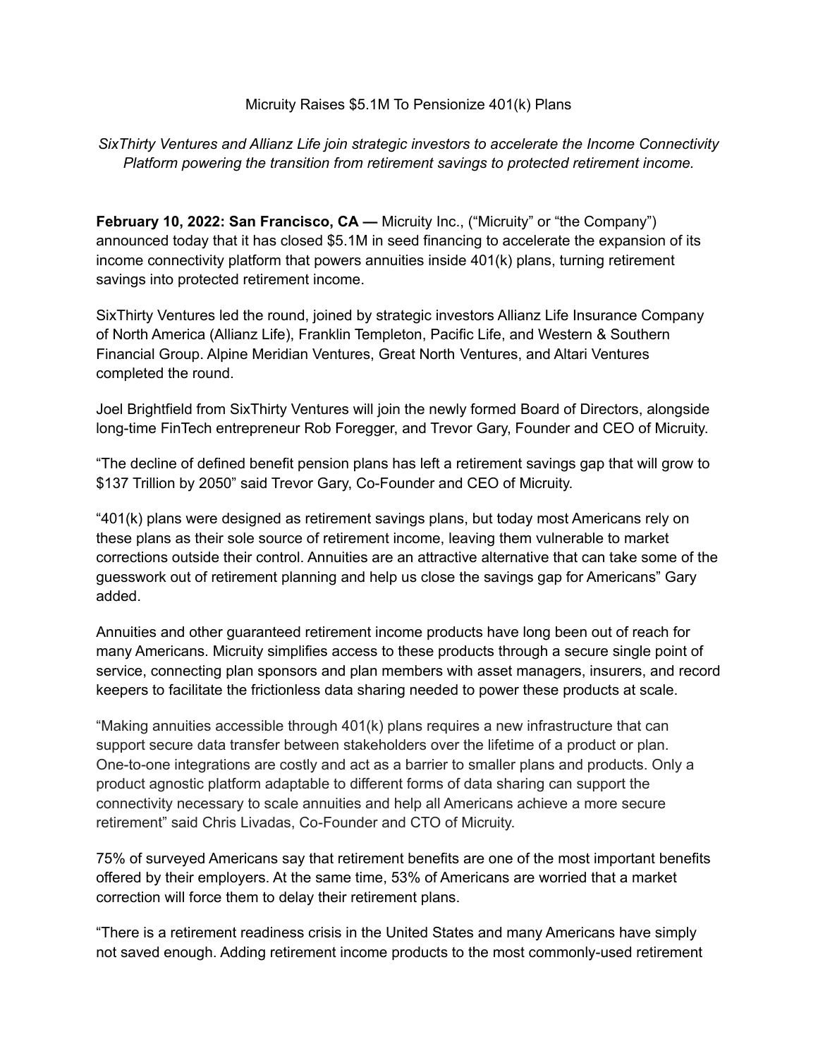# Micruity Raises $5.1M To Pensionize 401(k) Plans

*SixThirty Ventures and Allianz Life join strategic investors to accelerate the Income Connectivity Platform powering the transition from retirement savings to protected retirement income.*

**February 10, 2022: San Francisco, CA —** Micruity Inc., ("Micruity" or "the Company") announced today that it has closed $5.1M in seed financing to accelerate the expansion of its income connectivity platform that powers annuities inside 401(k) plans, turning retirement savings into protected retirement income.

SixThirty Ventures led the round, joined by strategic investors Allianz Life Insurance Company of North America (Allianz Life), Franklin Templeton, Pacific Life, and Western & Southern Financial Group. Alpine Meridian Ventures, Great North Ventures, and Altari Ventures completed the round.

Joel Brightfield from SixThirty Ventures will join the newly formed Board of Directors, alongside long-time FinTech entrepreneur Rob Foregger, and Trevor Gary, Founder and CEO of Micruity.

"The decline of defined benefit pension plans has left a retirement savings gap that will grow to $137 Trillion by 2050" said Trevor Gary, Co-Founder and CEO of Micruity.

"401(k) plans were designed as retirement savings plans, but today most Americans rely on these plans as their sole source of retirement income, leaving them vulnerable to market corrections outside their control. Annuities are an attractive alternative that can take some of the guesswork out of retirement planning and help us close the savings gap for Americans" Gary added.

Annuities and other guaranteed retirement income products have long been out of reach for many Americans. Micruity simplifies access to these products through a secure single point of service, connecting plan sponsors and plan members with asset managers, insurers, and record keepers to facilitate the frictionless data sharing needed to power these products at scale.

"Making annuities accessible through 401(k) plans requires a new infrastructure that can support secure data transfer between stakeholders over the lifetime of a product or plan. One-to-one integrations are costly and act as a barrier to smaller plans and products. Only a product agnostic platform adaptable to different forms of data sharing can support the connectivity necessary to scale annuities and help all Americans achieve a more secure retirement" said Chris Livadas, Co-Founder and CTO of Micruity.

75% of surveyed Americans say that retirement benefits are one of the most important benefits offered by their employers. At the same time, 53% of Americans are worried that a market correction will force them to delay their retirement plans.

"There is a retirement readiness crisis in the United States and many Americans have simply not saved enough. Adding retirement income products to the most commonly-used retirement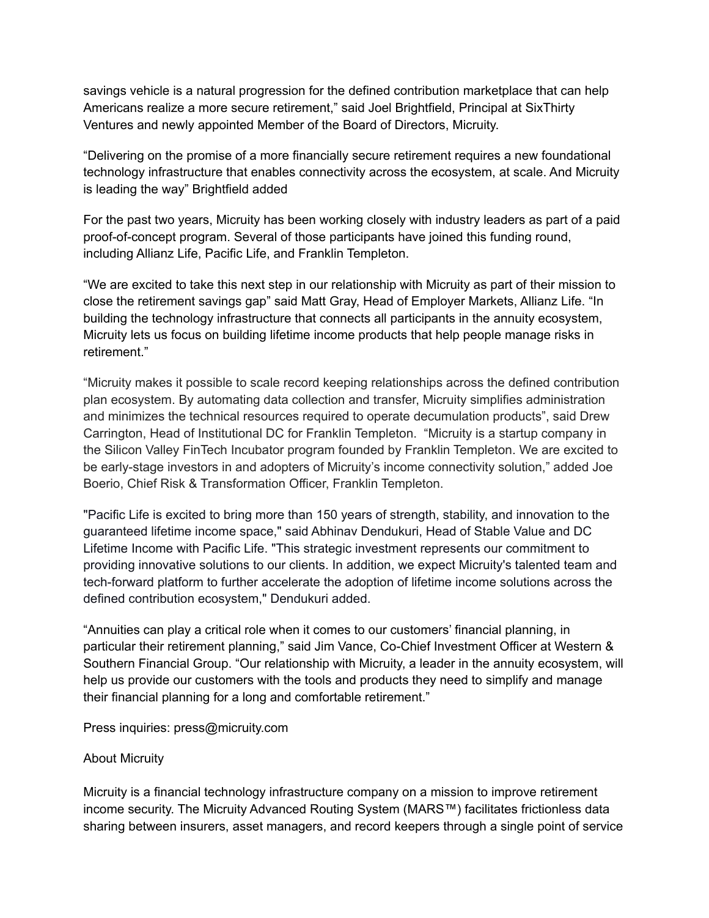savings vehicle is a natural progression for the defined contribution marketplace that can help Americans realize a more secure retirement," said Joel Brightfield, Principal at SixThirty Ventures and newly appointed Member of the Board of Directors, Micruity.

"Delivering on the promise of a more financially secure retirement requires a new foundational technology infrastructure that enables connectivity across the ecosystem, at scale. And Micruity is leading the way" Brightfield added

For the past two years, Micruity has been working closely with industry leaders as part of a paid proof-of-concept program. Several of those participants have joined this funding round, including Allianz Life, Pacific Life, and Franklin Templeton.

"We are excited to take this next step in our relationship with Micruity as part of their mission to close the retirement savings gap" said Matt Gray, Head of Employer Markets, Allianz Life. "In building the technology infrastructure that connects all participants in the annuity ecosystem, Micruity lets us focus on building lifetime income products that help people manage risks in retirement."

"Micruity makes it possible to scale record keeping relationships across the defined contribution plan ecosystem. By automating data collection and transfer, Micruity simplifies administration and minimizes the technical resources required to operate decumulation products", said Drew Carrington, Head of Institutional DC for Franklin Templeton. "Micruity is a startup company in the Silicon Valley FinTech Incubator program founded by Franklin Templeton. We are excited to be early-stage investors in and adopters of Micruity's income connectivity solution," added Joe Boerio, Chief Risk & Transformation Officer, Franklin Templeton.

"Pacific Life is excited to bring more than 150 years of strength, stability, and innovation to the guaranteed lifetime income space," said Abhinav Dendukuri, Head of Stable Value and DC Lifetime Income with Pacific Life. "This strategic investment represents our commitment to providing innovative solutions to our clients. In addition, we expect Micruity's talented team and tech-forward platform to further accelerate the adoption of lifetime income solutions across the defined contribution ecosystem," Dendukuri added.

"Annuities can play a critical role when it comes to our customers' financial planning, in particular their retirement planning," said Jim Vance, Co-Chief Investment Officer at Western & Southern Financial Group. "Our relationship with Micruity, a leader in the annuity ecosystem, will help us provide our customers with the tools and products they need to simplify and manage their financial planning for a long and comfortable retirement."

Press inquiries: press@micruity.com

About Micruity

Micruity is a financial technology infrastructure company on a mission to improve retirement income security. The Micruity Advanced Routing System (MARS™) facilitates frictionless data sharing between insurers, asset managers, and record keepers through a single point of service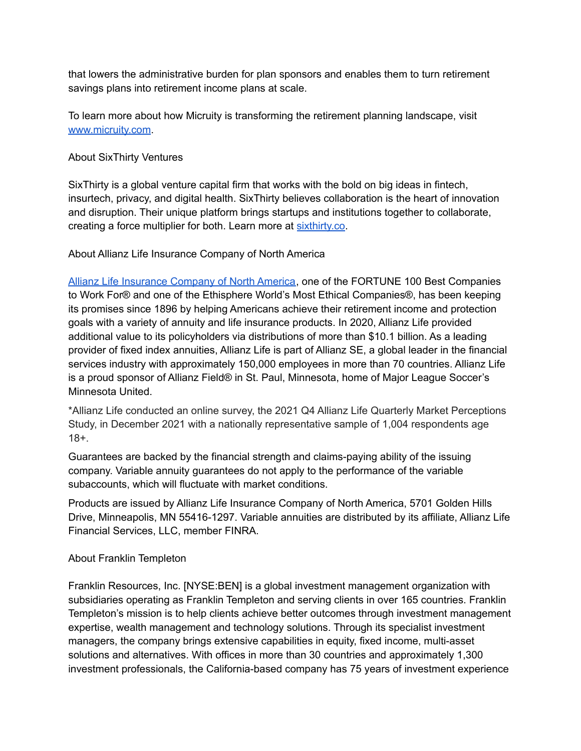that lowers the administrative burden for plan sponsors and enables them to turn retirement savings plans into retirement income plans at scale.

To learn more about how Micruity is transforming the retirement planning landscape, visit [www.micruity.com](www.micruity.com).

## About SixThirty Ventures

SixThirty is a global venture capital firm that works with the bold on big ideas in fintech, insurtech, privacy, and digital health. SixThirty believes collaboration is the heart of innovation and disruption. Their unique platform brings startups and institutions together to collaborate, creating a force multiplier for both. Learn more at [sixthirty.co](sixthirty.co).

## About Allianz Life Insurance Company of North America

[Allianz Life Insurance Company of North America](Allianz Life Insurance Company of North America), one of the FORTUNE 100 Best Companies to Work For® and one of the Ethisphere World's Most Ethical Companies®, has been keeping its promises since 1896 by helping Americans achieve their retirement income and protection goals with a variety of annuity and life insurance products. In 2020, Allianz Life provided additional value to its policyholders via distributions of more than $10.1 billion. As a leading provider of fixed index annuities, Allianz Life is part of Allianz SE, a global leader in the financial services industry with approximately 150,000 employees in more than 70 countries. Allianz Life is a proud sponsor of Allianz Field® in St. Paul, Minnesota, home of Major League Soccer's Minnesota United.

*Allianz Life conducted an online survey, the 2021 Q4 Allianz Life Quarterly Market Perceptions Study, in December 2021 with a nationally representative sample of 1,004 respondents age 18+.

Guarantees are backed by the financial strength and claims-paying ability of the issuing company. Variable annuity guarantees do not apply to the performance of the variable subaccounts, which will fluctuate with market conditions.

Products are issued by Allianz Life Insurance Company of North America, 5701 Golden Hills Drive, Minneapolis, MN 55416-1297. Variable annuities are distributed by its affiliate, Allianz Life Financial Services, LLC, member FINRA.

## About Franklin Templeton

Franklin Resources, Inc. [NYSE:BEN] is a global investment management organization with subsidiaries operating as Franklin Templeton and serving clients in over 165 countries. Franklin Templeton's mission is to help clients achieve better outcomes through investment management expertise, wealth management and technology solutions. Through its specialist investment managers, the company brings extensive capabilities in equity, fixed income, multi-asset solutions and alternatives. With offices in more than 30 countries and approximately 1,300 investment professionals, the California-based company has 75 years of investment experience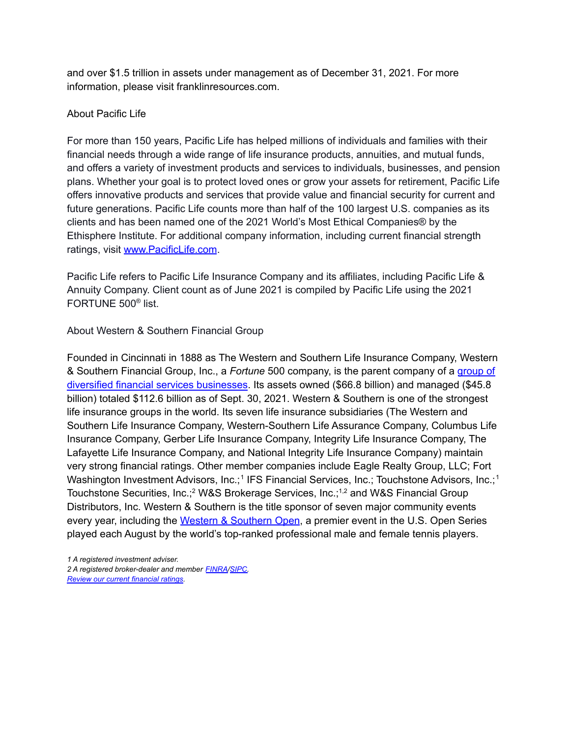and over $1.5 trillion in assets under management as of December 31, 2021. For more information, please visit franklinresources.com.

## About Pacific Life

For more than 150 years, Pacific Life has helped millions of individuals and families with their financial needs through a wide range of life insurance products, annuities, and mutual funds, and offers a variety of investment products and services to individuals, businesses, and pension plans. Whether your goal is to protect loved ones or grow your assets for retirement, Pacific Life offers innovative products and services that provide value and financial security for current and future generations. Pacific Life counts more than half of the 100 largest U.S. companies as its clients and has been named one of the 2021 World's Most Ethical Companies® by the Ethisphere Institute. For additional company information, including current financial strength ratings, visit [www.PacificLife.com](http://www.PacificLife.com).

Pacific Life refers to Pacific Life Insurance Company and its affiliates, including Pacific Life & Annuity Company. Client count as of June 2021 is compiled by Pacific Life using the 2021 FORTUNE 500® list.

## About Western & Southern Financial Group

Founded in Cincinnati in 1888 as The Western and Southern Life Insurance Company, Western & Southern Financial Group, Inc., a *Fortune* 500 company, is the parent company of a group of diversified financial services businesses. Its assets owned ($66.8 billion) and managed ($45.8 billion) totaled $112.6 billion as of Sept. 30, 2021. Western & Southern is one of the strongest life insurance groups in the world. Its seven life insurance subsidiaries (The Western and Southern Life Insurance Company, Western-Southern Life Assurance Company, Columbus Life Insurance Company, Gerber Life Insurance Company, Integrity Life Insurance Company, The Lafayette Life Insurance Company, and National Integrity Life Insurance Company) maintain very strong financial ratings. Other member companies include Eagle Realty Group, LLC; Fort Washington Investment Advisors, Inc.;[1] IFS Financial Services, Inc.; Touchstone Advisors, Inc.;[1] Touchstone Securities, Inc.;[2] W&S Brokerage Services, Inc.;[1,2] and W&S Financial Group Distributors, Inc. Western & Southern is the title sponsor of seven major community events every year, including the Western & Southern Open, a premier event in the U.S. Open Series played each August by the world's top-ranked professional male and female tennis players.

*1 A registered investment adviser.*
*2 A registered broker-dealer and member FINRA/SIPC.*
*Review our current financial ratings.*